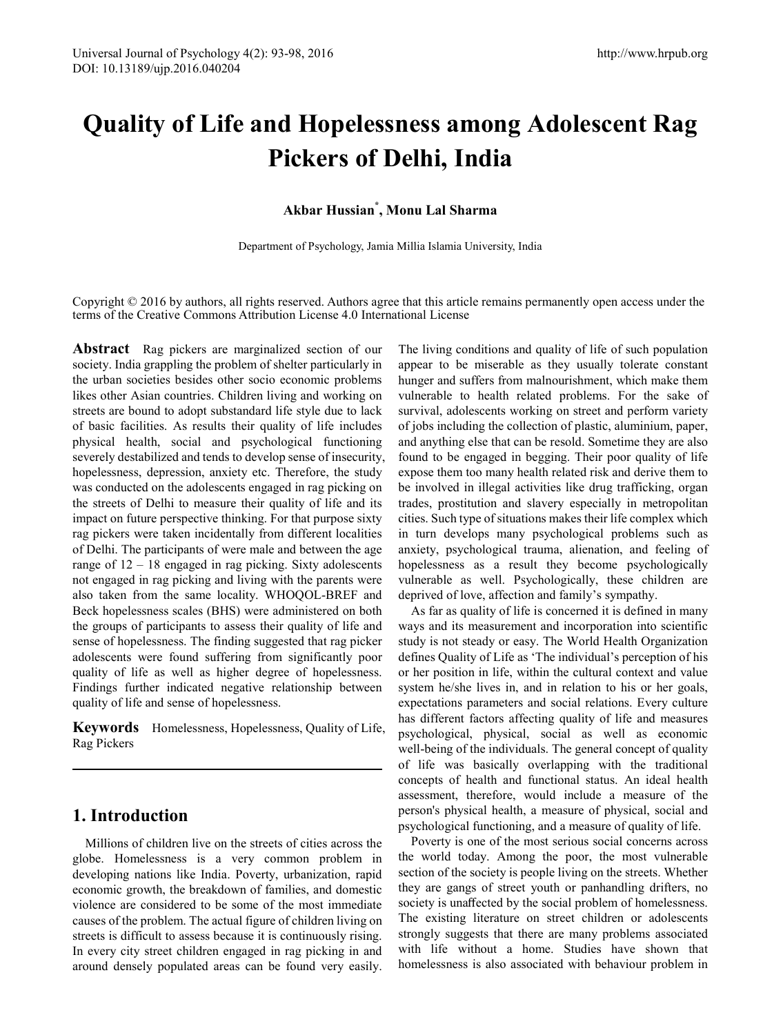# Quality of Life and Hopelessness among Adolescent Rag Pickers of Delhi, India

**Akbar Hussian[*], Monu Lal Sharma**

Department of Psychology, Jamia Millia Islamia University, India

Copyright © 2016 by authors, all rights reserved. Authors agree that this article remains permanently open access under the terms of the Creative Commons Attribution License 4.0 International License

**Abstract** Rag pickers are marginalized section of our society. India grappling the problem of shelter particularly in the urban societies besides other socio economic problems likes other Asian countries. Children living and working on streets are bound to adopt substandard life style due to lack of basic facilities. As results their quality of life includes physical health, social and psychological functioning severely destabilized and tends to develop sense of insecurity, hopelessness, depression, anxiety etc. Therefore, the study was conducted on the adolescents engaged in rag picking on the streets of Delhi to measure their quality of life and its impact on future perspective thinking. For that purpose sixty rag pickers were taken incidentally from different localities of Delhi. The participants of were male and between the age range of 12 – 18 engaged in rag picking. Sixty adolescents not engaged in rag picking and living with the parents were also taken from the same locality. WHOQOL-BREF and Beck hopelessness scales (BHS) were administered on both the groups of participants to assess their quality of life and sense of hopelessness. The finding suggested that rag picker adolescents were found suffering from significantly poor quality of life as well as higher degree of hopelessness. Findings further indicated negative relationship between quality of life and sense of hopelessness.

**Keywords** Homelessness, Hopelessness, Quality of Life, Rag Pickers

## 1. Introduction

Millions of children live on the streets of cities across the globe. Homelessness is a very common problem in developing nations like India. Poverty, urbanization, rapid economic growth, the breakdown of families, and domestic violence are considered to be some of the most immediate causes of the problem. The actual figure of children living on streets is difficult to assess because it is continuously rising. In every city street children engaged in rag picking in and around densely populated areas can be found very easily. The living conditions and quality of life of such population appear to be miserable as they usually tolerate constant hunger and suffers from malnourishment, which make them vulnerable to health related problems. For the sake of survival, adolescents working on street and perform variety of jobs including the collection of plastic, aluminium, paper, and anything else that can be resold. Sometime they are also found to be engaged in begging. Their poor quality of life expose them too many health related risk and derive them to be involved in illegal activities like drug trafficking, organ trades, prostitution and slavery especially in metropolitan cities. Such type of situations makes their life complex which in turn develops many psychological problems such as anxiety, psychological trauma, alienation, and feeling of hopelessness as a result they become psychologically vulnerable as well. Psychologically, these children are deprived of love, affection and family's sympathy.

As far as quality of life is concerned it is defined in many ways and its measurement and incorporation into scientific study is not steady or easy. The World Health Organization defines Quality of Life as 'The individual's perception of his or her position in life, within the cultural context and value system he/she lives in, and in relation to his or her goals, expectations parameters and social relations. Every culture has different factors affecting quality of life and measures psychological, physical, social as well as economic well-being of the individuals. The general concept of quality of life was basically overlapping with the traditional concepts of health and functional status. An ideal health assessment, therefore, would include a measure of the person's physical health, a measure of physical, social and psychological functioning, and a measure of quality of life.

Poverty is one of the most serious social concerns across the world today. Among the poor, the most vulnerable section of the society is people living on the streets. Whether they are gangs of street youth or panhandling drifters, no society is unaffected by the social problem of homelessness. The existing literature on street children or adolescents strongly suggests that there are many problems associated with life without a home. Studies have shown that homelessness is also associated with behaviour problem in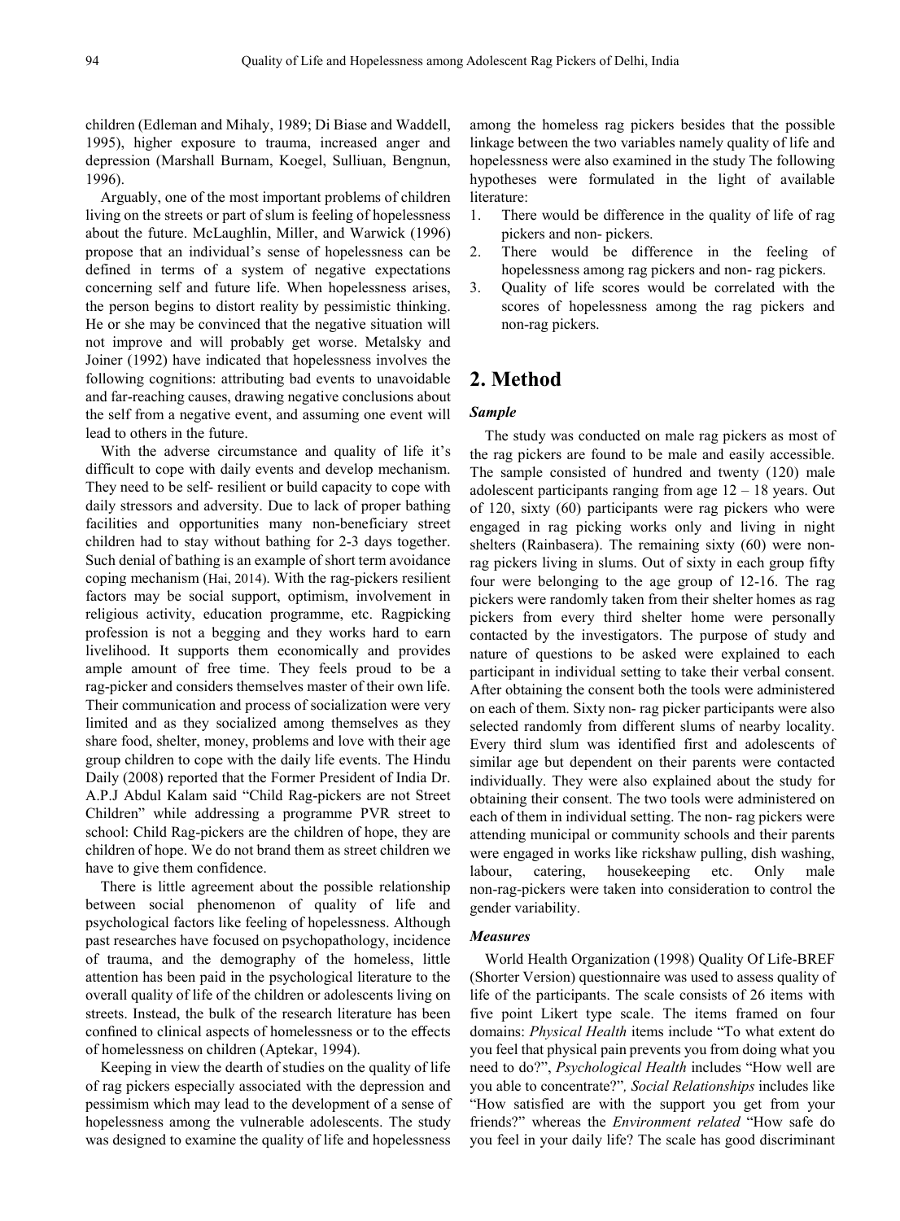children (Edleman and Mihaly, 1989; Di Biase and Waddell, 1995), higher exposure to trauma, increased anger and depression (Marshall Burnam, Koegel, Sulliuan, Bengnun, 1996).

Arguably, one of the most important problems of children living on the streets or part of slum is feeling of hopelessness about the future. McLaughlin, Miller, and Warwick (1996) propose that an individual's sense of hopelessness can be defined in terms of a system of negative expectations concerning self and future life. When hopelessness arises, the person begins to distort reality by pessimistic thinking. He or she may be convinced that the negative situation will not improve and will probably get worse. Metalsky and Joiner (1992) have indicated that hopelessness involves the following cognitions: attributing bad events to unavoidable and far-reaching causes, drawing negative conclusions about the self from a negative event, and assuming one event will lead to others in the future.

With the adverse circumstance and quality of life it's difficult to cope with daily events and develop mechanism. They need to be self- resilient or build capacity to cope with daily stressors and adversity. Due to lack of proper bathing facilities and opportunities many non-beneficiary street children had to stay without bathing for 2-3 days together. Such denial of bathing is an example of short term avoidance coping mechanism (Hai, 2014). With the rag-pickers resilient factors may be social support, optimism, involvement in religious activity, education programme, etc. Ragpicking profession is not a begging and they works hard to earn livelihood. It supports them economically and provides ample amount of free time. They feels proud to be a rag-picker and considers themselves master of their own life. Their communication and process of socialization were very limited and as they socialized among themselves as they share food, shelter, money, problems and love with their age group children to cope with the daily life events. The Hindu Daily (2008) reported that the Former President of India Dr. A.P.J Abdul Kalam said "Child Rag-pickers are not Street Children" while addressing a programme PVR street to school: Child Rag-pickers are the children of hope, they are children of hope. We do not brand them as street children we have to give them confidence.

There is little agreement about the possible relationship between social phenomenon of quality of life and psychological factors like feeling of hopelessness. Although past researches have focused on psychopathology, incidence of trauma, and the demography of the homeless, little attention has been paid in the psychological literature to the overall quality of life of the children or adolescents living on streets. Instead, the bulk of the research literature has been confined to clinical aspects of homelessness or to the effects of homelessness on children (Aptekar, 1994).

Keeping in view the dearth of studies on the quality of life of rag pickers especially associated with the depression and pessimism which may lead to the development of a sense of hopelessness among the vulnerable adolescents. The study was designed to examine the quality of life and hopelessness among the homeless rag pickers besides that the possible linkage between the two variables namely quality of life and hopelessness were also examined in the study The following hypotheses were formulated in the light of available literature:

1. There would be difference in the quality of life of rag pickers and non- pickers.
2. There would be difference in the feeling of hopelessness among rag pickers and non- rag pickers.
3. Quality of life scores would be correlated with the scores of hopelessness among the rag pickers and non-rag pickers.

## 2. Method

### *Sample*

The study was conducted on male rag pickers as most of the rag pickers are found to be male and easily accessible. The sample consisted of hundred and twenty (120) male adolescent participants ranging from age 12 – 18 years. Out of 120, sixty (60) participants were rag pickers who were engaged in rag picking works only and living in night shelters (Rainbasera). The remaining sixty (60) were non-rag pickers living in slums. Out of sixty in each group fifty four were belonging to the age group of 12-16. The rag pickers were randomly taken from their shelter homes as rag pickers from every third shelter home were personally contacted by the investigators. The purpose of study and nature of questions to be asked were explained to each participant in individual setting to take their verbal consent. After obtaining the consent both the tools were administered on each of them. Sixty non- rag picker participants were also selected randomly from different slums of nearby locality. Every third slum was identified first and adolescents of similar age but dependent on their parents were contacted individually. They were also explained about the study for obtaining their consent. The two tools were administered on each of them in individual setting. The non- rag pickers were attending municipal or community schools and their parents were engaged in works like rickshaw pulling, dish washing, labour, catering, housekeeping etc. Only male non-rag-pickers were taken into consideration to control the gender variability.

### *Measures*

World Health Organization (1998) Quality Of Life-BREF (Shorter Version) questionnaire was used to assess quality of life of the participants. The scale consists of 26 items with five point Likert type scale. The items framed on four domains: *Physical Health* items include "To what extent do you feel that physical pain prevents you from doing what you need to do?", *Psychological Health* includes "How well are you able to concentrate?", *Social Relationships* includes like "How satisfied are with the support you get from your friends?" whereas the *Environment related* "How safe do you feel in your daily life? The scale has good discriminant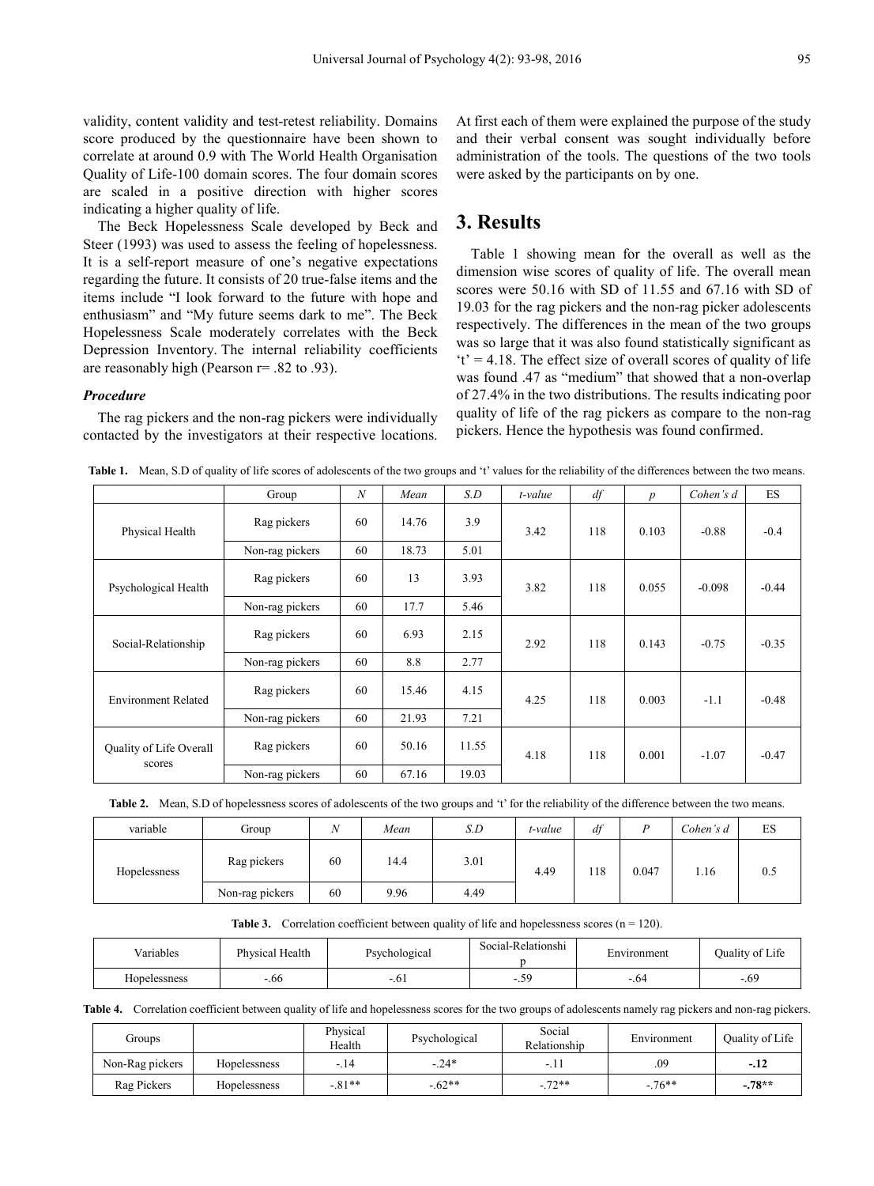validity, content validity and test-retest reliability. Domains score produced by the questionnaire have been shown to correlate at around 0.9 with The World Health Organisation Quality of Life-100 domain scores. The four domain scores are scaled in a positive direction with higher scores indicating a higher quality of life.

The Beck Hopelessness Scale developed by Beck and Steer (1993) was used to assess the feeling of hopelessness. It is a self-report measure of one's negative expectations regarding the future. It consists of 20 true-false items and the items include "I look forward to the future with hope and enthusiasm" and "My future seems dark to me". The Beck Hopelessness Scale moderately correlates with the Beck Depression Inventory. The internal reliability coefficients are reasonably high (Pearson r= .82 to .93).

### *Procedure*

The rag pickers and the non-rag pickers were individually contacted by the investigators at their respective locations. At first each of them were explained the purpose of the study and their verbal consent was sought individually before administration of the tools. The questions of the two tools were asked by the participants on by one.

## 3. Results

Table 1 showing mean for the overall as well as the dimension wise scores of quality of life. The overall mean scores were 50.16 with SD of 11.55 and 67.16 with SD of 19.03 for the rag pickers and the non-rag picker adolescents respectively. The differences in the mean of the two groups was so large that it was also found statistically significant as 't' = 4.18. The effect size of overall scores of quality of life was found .47 as "medium" that showed that a non-overlap of 27.4% in the two distributions. The results indicating poor quality of life of the rag pickers as compare to the non-rag pickers. Hence the hypothesis was found confirmed.

**Table 1.** Mean, S.D of quality of life scores of adolescents of the two groups and 't' values for the reliability of the differences between the two means.

| | Group | *N* | *Mean* | *S.D* | *t-value* | *df* | *p* | *Cohen's d* | ES |
|---|---|---|---|---|---|---|---|---|---|
| Physical Health | Rag pickers | 60 | 14.76 | 3.9 | 3.42 | 118 | 0.103 | -0.88 | -0.4 |
| | Non-rag pickers | 60 | 18.73 | 5.01 | | | | | |
| Psychological Health | Rag pickers | 60 | 13 | 3.93 | 3.82 | 118 | 0.055 | -0.098 | -0.44 |
| | Non-rag pickers | 60 | 17.7 | 5.46 | | | | | |
| Social-Relationship | Rag pickers | 60 | 6.93 | 2.15 | 2.92 | 118 | 0.143 | -0.75 | -0.35 |
| | Non-rag pickers | 60 | 8.8 | 2.77 | | | | | |
| Environment Related | Rag pickers | 60 | 15.46 | 4.15 | 4.25 | 118 | 0.003 | -1.1 | -0.48 |
| | Non-rag pickers | 60 | 21.93 | 7.21 | | | | | |
| Quality of Life Overall scores | Rag pickers | 60 | 50.16 | 11.55 | 4.18 | 118 | 0.001 | -1.07 | -0.47 |
| | Non-rag pickers | 60 | 67.16 | 19.03 | | | | | |

**Table 2.** Mean, S.D of hopelessness scores of adolescents of the two groups and 't' for the reliability of the difference between the two means.

| variable | Group | *N* | *Mean* | *S.D* | *t-value* | *df* | *P* | *Cohen's d* | ES |
|---|---|---|---|---|---|---|---|---|---|
| Hopelessness | Rag pickers | 60 | 14.4 | 3.01 | 4.49 | 118 | 0.047 | 1.16 | 0.5 |
| | Non-rag pickers | 60 | 9.96 | 4.49 | | | | | |

**Table 3.** Correlation coefficient between quality of life and hopelessness scores (n = 120).

| Variables | Physical Health | Psychological | Social-Relationship | Environment | Quality of Life |
|---|---|---|---|---|---|
| Hopelessness | -.66 | -.61 | -.59 | -.64 | -.69 |

**Table 4.** Correlation coefficient between quality of life and hopelessness scores for the two groups of adolescents namely rag pickers and non-rag pickers.

| Groups | | Physical Health | Psychological | Social Relationship | Environment | Quality of Life |
|---|---|---|---|---|---|---|
| Non-Rag pickers | Hopelessness | -.14 | -.24* | -.11 | .09 | **-.12** |
| Rag Pickers | Hopelessness | -.81** | -.62** | -.72** | -.76** | **-.78**** |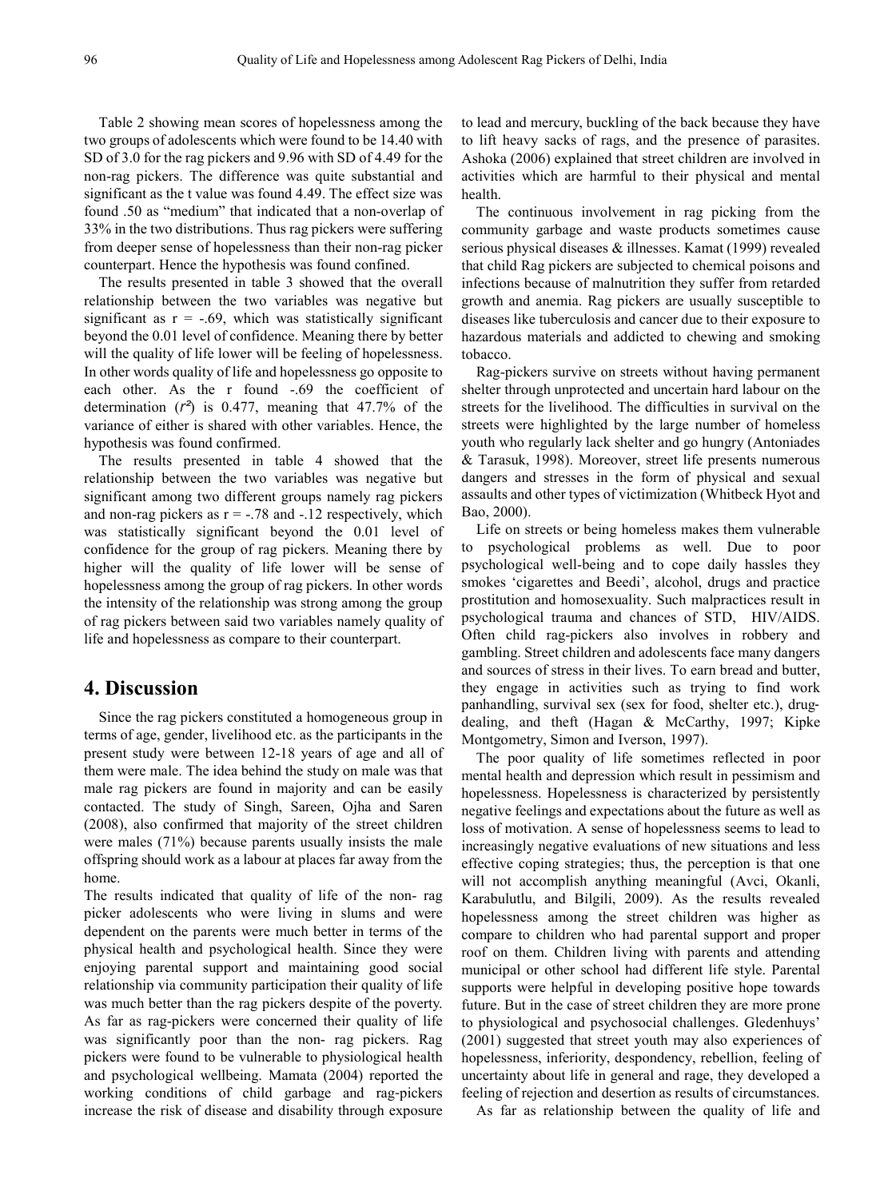Table 2 showing mean scores of hopelessness among the two groups of adolescents which were found to be 14.40 with SD of 3.0 for the rag pickers and 9.96 with SD of 4.49 for the non-rag pickers. The difference was quite substantial and significant as the t value was found 4.49. The effect size was found .50 as "medium" that indicated that a non-overlap of 33% in the two distributions. Thus rag pickers were suffering from deeper sense of hopelessness than their non-rag picker counterpart. Hence the hypothesis was found confined.

The results presented in table 3 showed that the overall relationship between the two variables was negative but significant as r = -.69, which was statistically significant beyond the 0.01 level of confidence. Meaning there by better will the quality of life lower will be feeling of hopelessness. In other words quality of life and hopelessness go opposite to each other. As the r found -.69 the coefficient of determination ($r^2$) is 0.477, meaning that 47.7% of the variance of either is shared with other variables. Hence, the hypothesis was found confirmed.

The results presented in table 4 showed that the relationship between the two variables was negative but significant among two different groups namely rag pickers and non-rag pickers as r = -.78 and -.12 respectively, which was statistically significant beyond the 0.01 level of confidence for the group of rag pickers. Meaning there by higher will the quality of life lower will be sense of hopelessness among the group of rag pickers. In other words the intensity of the relationship was strong among the group of rag pickers between said two variables namely quality of life and hopelessness as compare to their counterpart.

## 4. Discussion

Since the rag pickers constituted a homogeneous group in terms of age, gender, livelihood etc. as the participants in the present study were between 12-18 years of age and all of them were male. The idea behind the study on male was that male rag pickers are found in majority and can be easily contacted. The study of Singh, Sareen, Ojha and Saren (2008), also confirmed that majority of the street children were males (71%) because parents usually insists the male offspring should work as a labour at places far away from the home.

The results indicated that quality of life of the non- rag picker adolescents who were living in slums and were dependent on the parents were much better in terms of the physical health and psychological health. Since they were enjoying parental support and maintaining good social relationship via community participation their quality of life was much better than the rag pickers despite of the poverty. As far as rag-pickers were concerned their quality of life was significantly poor than the non- rag pickers. Rag pickers were found to be vulnerable to physiological health and psychological wellbeing. Mamata (2004) reported the working conditions of child garbage and rag-pickers increase the risk of disease and disability through exposure to lead and mercury, buckling of the back because they have to lift heavy sacks of rags, and the presence of parasites. Ashoka (2006) explained that street children are involved in activities which are harmful to their physical and mental health.

The continuous involvement in rag picking from the community garbage and waste products sometimes cause serious physical diseases & illnesses. Kamat (1999) revealed that child Rag pickers are subjected to chemical poisons and infections because of malnutrition they suffer from retarded growth and anemia. Rag pickers are usually susceptible to diseases like tuberculosis and cancer due to their exposure to hazardous materials and addicted to chewing and smoking tobacco.

Rag-pickers survive on streets without having permanent shelter through unprotected and uncertain hard labour on the streets for the livelihood. The difficulties in survival on the streets were highlighted by the large number of homeless youth who regularly lack shelter and go hungry (Antoniades & Tarasuk, 1998). Moreover, street life presents numerous dangers and stresses in the form of physical and sexual assaults and other types of victimization (Whitbeck Hyot and Bao, 2000).

Life on streets or being homeless makes them vulnerable to psychological problems as well. Due to poor psychological well-being and to cope daily hassles they smokes 'cigarettes and Beedi', alcohol, drugs and practice prostitution and homosexuality. Such malpractices result in psychological trauma and chances of STD, HIV/AIDS. Often child rag-pickers also involves in robbery and gambling. Street children and adolescents face many dangers and sources of stress in their lives. To earn bread and butter, they engage in activities such as trying to find work panhandling, survival sex (sex for food, shelter etc.), drug-dealing, and theft (Hagan & McCarthy, 1997; Kipke Montgometry, Simon and Iverson, 1997).

The poor quality of life sometimes reflected in poor mental health and depression which result in pessimism and hopelessness. Hopelessness is characterized by persistently negative feelings and expectations about the future as well as loss of motivation. A sense of hopelessness seems to lead to increasingly negative evaluations of new situations and less effective coping strategies; thus, the perception is that one will not accomplish anything meaningful (Avci, Okanli, Karabulutlu, and Bilgili, 2009). As the results revealed hopelessness among the street children was higher as compare to children who had parental support and proper roof on them. Children living with parents and attending municipal or other school had different life style. Parental supports were helpful in developing positive hope towards future. But in the case of street children they are more prone to physiological and psychosocial challenges. Gledenhuys' (2001) suggested that street youth may also experiences of hopelessness, inferiority, despondency, rebellion, feeling of uncertainty about life in general and rage, they developed a feeling of rejection and desertion as results of circumstances.

As far as relationship between the quality of life and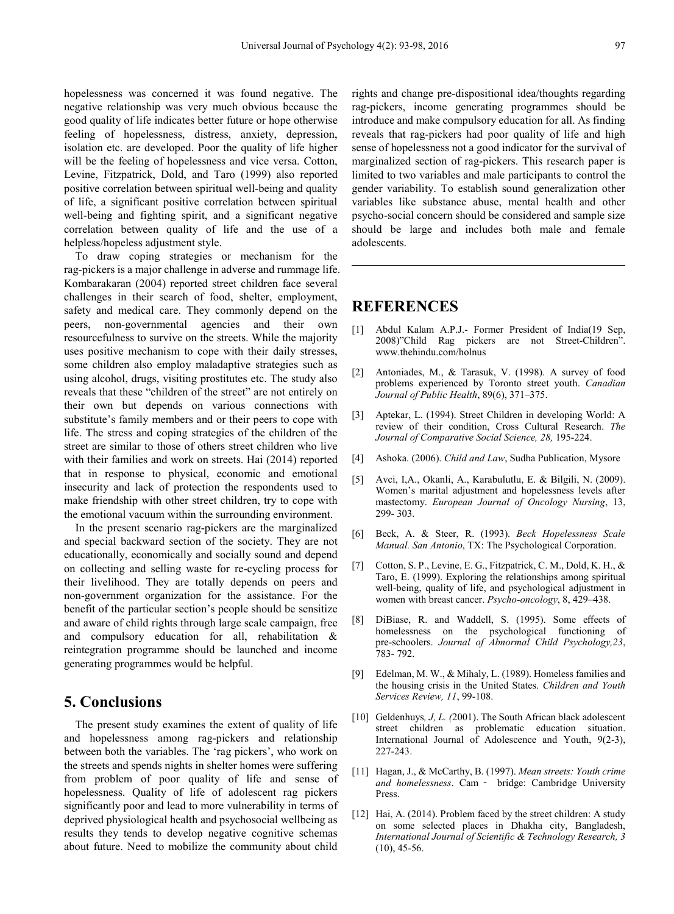hopelessness was concerned it was found negative. The negative relationship was very much obvious because the good quality of life indicates better future or hope otherwise feeling of hopelessness, distress, anxiety, depression, isolation etc. are developed. Poor the quality of life higher will be the feeling of hopelessness and vice versa. Cotton, Levine, Fitzpatrick, Dold, and Taro (1999) also reported positive correlation between spiritual well-being and quality of life, a significant positive correlation between spiritual well-being and fighting spirit, and a significant negative correlation between quality of life and the use of a helpless/hopeless adjustment style.

To draw coping strategies or mechanism for the rag-pickers is a major challenge in adverse and rummage life. Kombarakaran (2004) reported street children face several challenges in their search of food, shelter, employment, safety and medical care. They commonly depend on the peers, non-governmental agencies and their own resourcefulness to survive on the streets. While the majority uses positive mechanism to cope with their daily stresses, some children also employ maladaptive strategies such as using alcohol, drugs, visiting prostitutes etc. The study also reveals that these "children of the street" are not entirely on their own but depends on various connections with substitute's family members and or their peers to cope with life. The stress and coping strategies of the children of the street are similar to those of others street children who live with their families and work on streets. Hai (2014) reported that in response to physical, economic and emotional insecurity and lack of protection the respondents used to make friendship with other street children, try to cope with the emotional vacuum within the surrounding environment.

In the present scenario rag-pickers are the marginalized and special backward section of the society. They are not educationally, economically and socially sound and depend on collecting and selling waste for re-cycling process for their livelihood. They are totally depends on peers and non-government organization for the assistance. For the benefit of the particular section's people should be sensitize and aware of child rights through large scale campaign, free and compulsory education for all, rehabilitation & reintegration programme should be launched and income generating programmes would be helpful.

## 5. Conclusions

The present study examines the extent of quality of life and hopelessness among rag-pickers and relationship between both the variables. The 'rag pickers', who work on the streets and spends nights in shelter homes were suffering from problem of poor quality of life and sense of hopelessness. Quality of life of adolescent rag pickers significantly poor and lead to more vulnerability in terms of deprived physiological health and psychosocial wellbeing as results they tends to develop negative cognitive schemas about future. Need to mobilize the community about child rights and change pre-dispositional idea/thoughts regarding rag-pickers, income generating programmes should be introduce and make compulsory education for all. As finding reveals that rag-pickers had poor quality of life and high sense of hopelessness not a good indicator for the survival of marginalized section of rag-pickers. This research paper is limited to two variables and male participants to control the gender variability. To establish sound generalization other variables like substance abuse, mental health and other psycho-social concern should be considered and sample size should be large and includes both male and female adolescents.

## REFERENCES

[1] Abdul Kalam A.P.J.- Former President of India(19 Sep, 2008)"Child Rag pickers are not Street-Children". www.thehindu.com/holnus

[2] Antoniades, M., & Tarasuk, V. (1998). A survey of food problems experienced by Toronto street youth. *Canadian Journal of Public Health*, 89(6), 371–375.

[3] Aptekar, L. (1994). Street Children in developing World: A review of their condition, Cross Cultural Research. *The Journal of Comparative Social Science, 28,* 195-224.

[4] Ashoka. (2006). *Child and Law*, Sudha Publication, Mysore

[5] Avci, I,A., Okanli, A., Karabulutlu, E. & Bilgili, N. (2009). Women's marital adjustment and hopelessness levels after mastectomy. *European Journal of Oncology Nursing*, 13, 299- 303.

[6] Beck, A. & Steer, R. (1993). *Beck Hopelessness Scale Manual. San Antonio*, TX: The Psychological Corporation.

[7] Cotton, S. P., Levine, E. G., Fitzpatrick, C. M., Dold, K. H., & Taro, E. (1999). Exploring the relationships among spiritual well-being, quality of life, and psychological adjustment in women with breast cancer. *Psycho-oncology*, 8, 429–438.

[8] DiBiase, R. and Waddell, S. (1995). Some effects of homelessness on the psychological functioning of pre-schoolers. *Journal of Abnormal Child Psychology,23*, 783- 792.

[9] Edelman, M. W., & Mihaly, L. (1989). Homeless families and the housing crisis in the United States. *Children and Youth Services Review, 11*, 99-108.

[10] Geldenhuys*, J, L. (*2001). The South African black adolescent street children as problematic education situation. International Journal of Adolescence and Youth, 9(2-3), 227-243.

[11] Hagan, J., & McCarthy, B. (1997). *Mean streets: Youth crime and homelessness*. Cam - bridge: Cambridge University Press.

[12] Hai, A. (2014). Problem faced by the street children: A study on some selected places in Dhakha city, Bangladesh, *International Journal of Scientific & Technology Research, 3* (10), 45-56.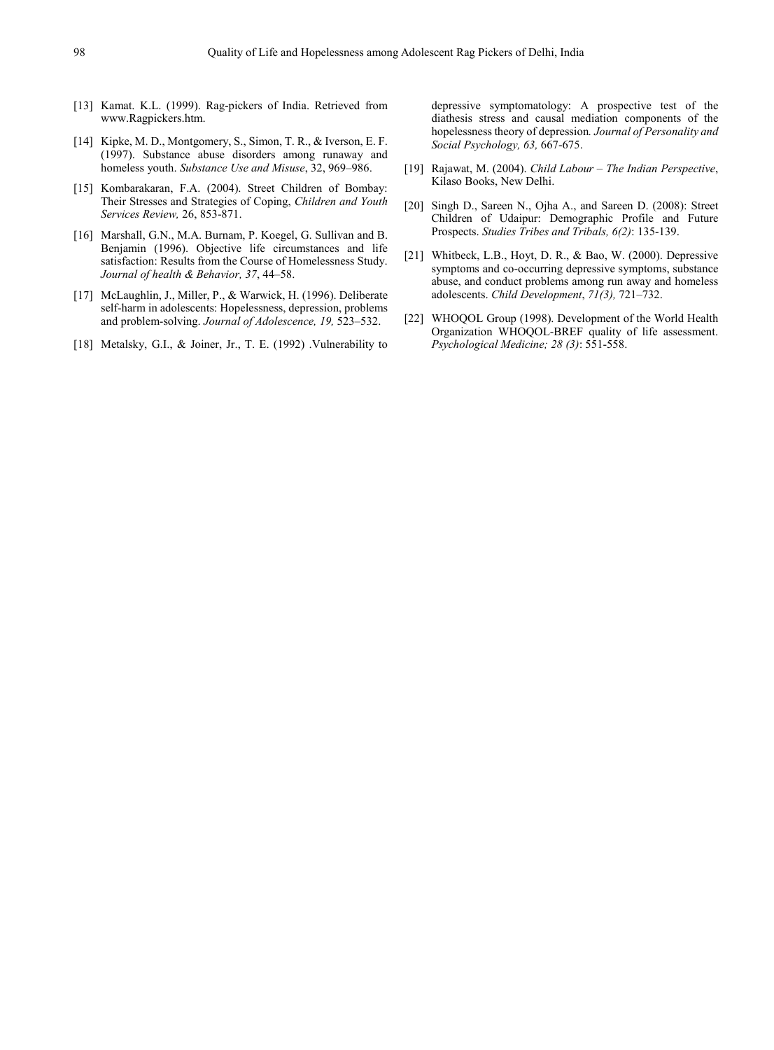[13] Kamat. K.L. (1999). Rag-pickers of India. Retrieved from www.Ragpickers.htm.

[14] Kipke, M. D., Montgomery, S., Simon, T. R., & Iverson, E. F. (1997). Substance abuse disorders among runaway and homeless youth. *Substance Use and Misuse*, 32, 969–986.

[15] Kombarakaran, F.A. (2004). Street Children of Bombay: Their Stresses and Strategies of Coping, *Children and Youth Services Review,* 26, 853-871.

[16] Marshall, G.N., M.A. Burnam, P. Koegel, G. Sullivan and B. Benjamin (1996). Objective life circumstances and life satisfaction: Results from the Course of Homelessness Study. *Journal of health & Behavior, 37*, 44–58.

[17] McLaughlin, J., Miller, P., & Warwick, H. (1996). Deliberate self-harm in adolescents: Hopelessness, depression, problems and problem-solving. *Journal of Adolescence, 19,* 523–532.

[18] Metalsky, G.I., & Joiner, Jr., T. E. (1992) .Vulnerability to depressive symptomatology: A prospective test of the diathesis stress and causal mediation components of the hopelessness theory of depression*. Journal of Personality and Social Psychology, 63,* 667-675.

[19] Rajawat, M. (2004). *Child Labour – The Indian Perspective*, Kilaso Books, New Delhi.

[20] Singh D., Sareen N., Ojha A., and Sareen D. (2008): Street Children of Udaipur: Demographic Profile and Future Prospects. *Studies Tribes and Tribals, 6(2)*: 135-139.

[21] Whitbeck, L.B., Hoyt, D. R., & Bao, W. (2000). Depressive symptoms and co-occurring depressive symptoms, substance abuse, and conduct problems among run away and homeless adolescents. *Child Development*, *71(3),* 721–732.

[22] WHOQOL Group (1998). Development of the World Health Organization WHOQOL-BREF quality of life assessment. *Psychological Medicine; 28 (3)*: 551-558.